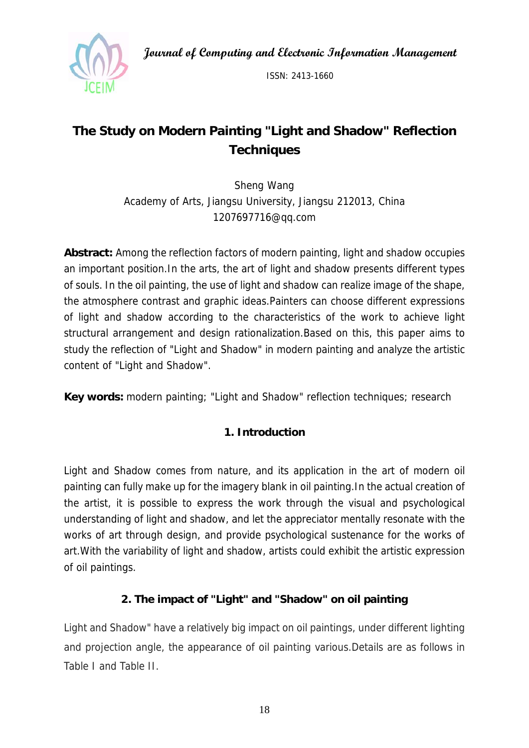# The Study on Modern Painting "Light and Shadow" Reflection Techniques

Sheng Wang

Academy of Arts, Jiangsu University, Jiangsu 212013, China

1207697716@qq.com

**Abstract:** Among the reflection factors of modern painting, light and shadow occupies an important position.In the arts, the art of light and shadow presents different types of souls. In the oil painting, the use of light and shadow can realize image of the shape, the atmosphere contrast and graphic ideas.Painters can choose different expressions of light and shadow according to the characteristics of the work to achieve light structural arrangement and design rationalization.Based on this, this paper aims to study the reflection of "Light and Shadow" in modern painting and analyze the artistic content of "Light and Shadow".

**Key words:** modern painting; "Light and Shadow" reflection techniques; research

## 1. Introduction

Light and Shadow comes from nature, and its application in the art of modern oil painting can fully make up for the imagery blank in oil painting.In the actual creation of the artist, it is possible to express the work through the visual and psychological understanding of light and shadow, and let the appreciator mentally resonate with the works of art through design, and provide psychological sustenance for the works of art.With the variability of light and shadow, artists could exhibit the artistic expression of oil paintings.

## 2. The impact of "Light" and "Shadow" on oil painting

Light and Shadow" have a relatively big impact on oil paintings, under different lighting and projection angle, the appearance of oil painting various.Details are as follows in Table I and Table II.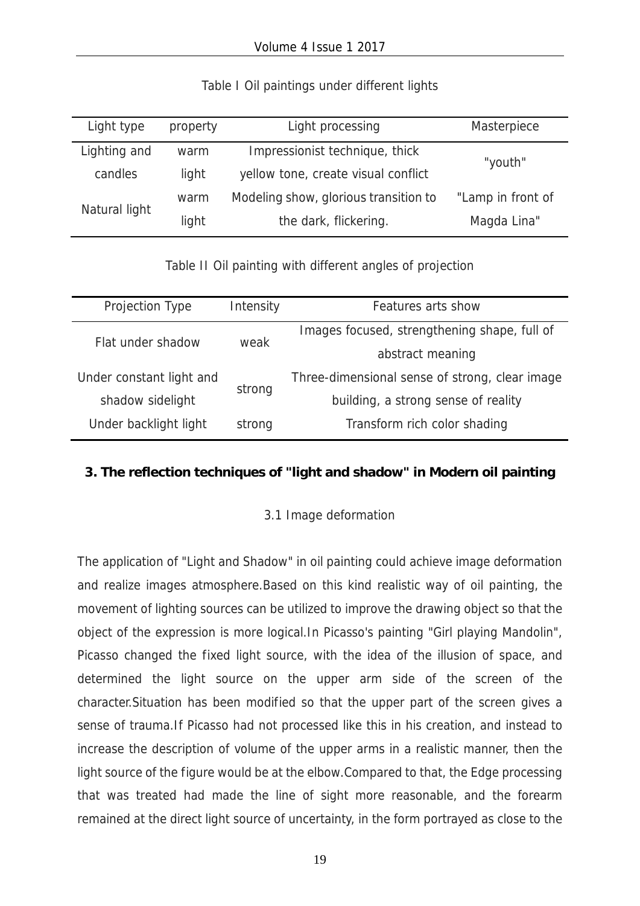Table I Oil paintings under different lights

| Light type | property | Light processing | Masterpiece |
| --- | --- | --- | --- |
| Lighting and candles | warm light | Impressionist technique, thick yellow tone, create visual conflict | "youth" |
| Natural light | warm light | Modeling show, glorious transition to the dark, flickering. | "Lamp in front of Magda Lina" |

Table II Oil painting with different angles of projection

| Projection Type | Intensity | Features arts show |
| --- | --- | --- |
| Flat under shadow | weak | Images focused, strengthening shape, full of abstract meaning |
| Under constant light and shadow sidelight | strong | Three-dimensional sense of strong, clear image building, a strong sense of reality |
| Under backlight light | strong | Transform rich color shading |

## 3. The reflection techniques of "light and shadow" in Modern oil painting

### 3.1 Image deformation

The application of "Light and Shadow" in oil painting could achieve image deformation and realize images atmosphere.Based on this kind realistic way of oil painting, the movement of lighting sources can be utilized to improve the drawing object so that the object of the expression is more logical.In Picasso's painting "Girl playing Mandolin", Picasso changed the fixed light source, with the idea of the illusion of space, and determined the light source on the upper arm side of the screen of the character.Situation has been modified so that the upper part of the screen gives a sense of trauma.If Picasso had not processed like this in his creation, and instead to increase the description of volume of the upper arms in a realistic manner, then the light source of the figure would be at the elbow.Compared to that, the Edge processing that was treated had made the line of sight more reasonable, and the forearm remained at the direct light source of uncertainty, in the form portrayed as close to the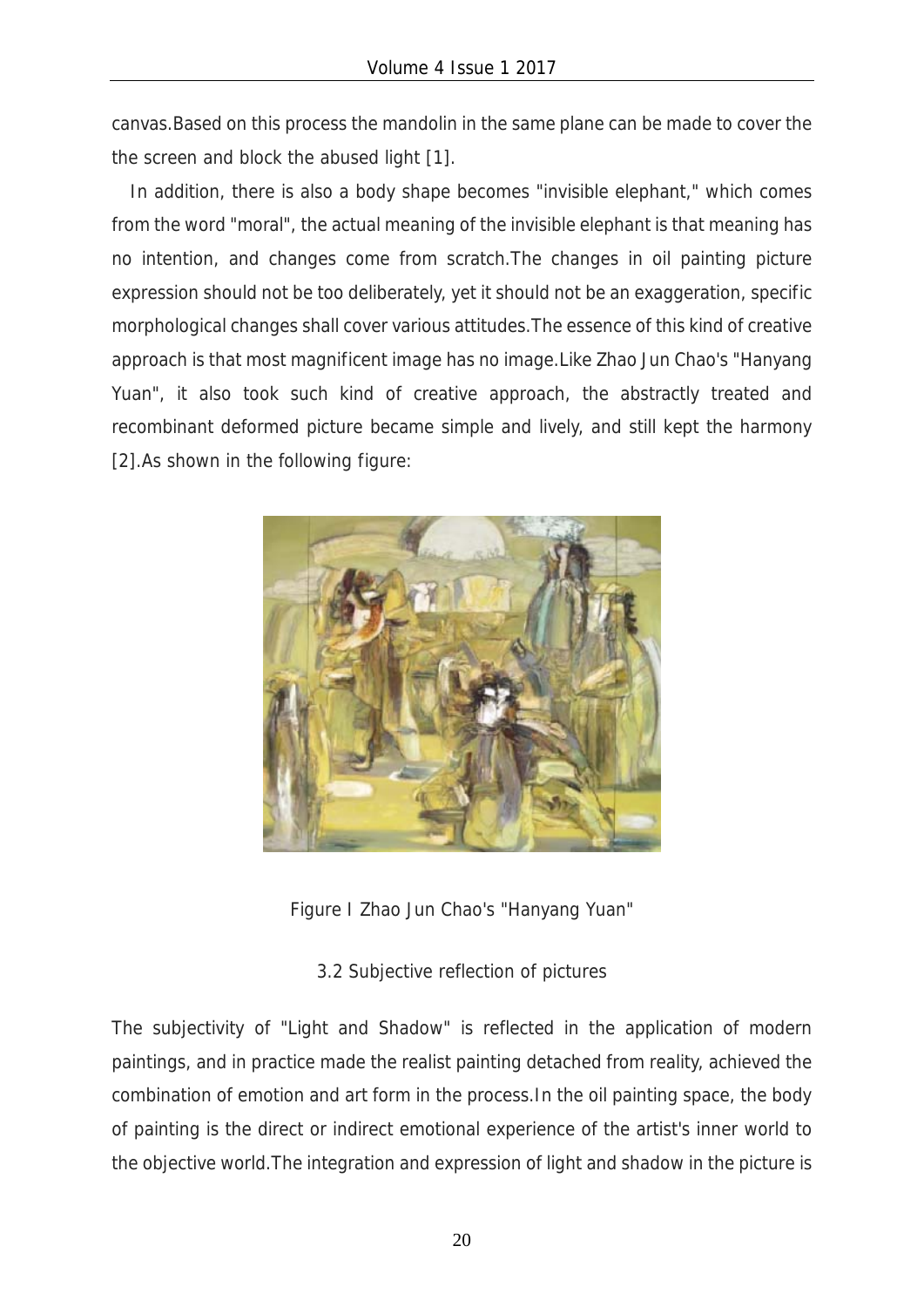canvas.Based on this process the mandolin in the same plane can be made to cover the the screen and block the abused light [1].

In addition, there is also a body shape becomes "invisible elephant," which comes from the word "moral", the actual meaning of the invisible elephant is that meaning has no intention, and changes come from scratch.The changes in oil painting picture expression should not be too deliberately, yet it should not be an exaggeration, specific morphological changes shall cover various attitudes.The essence of this kind of creative approach is that most magnificent image has no image.Like Zhao Jun Chao's "Hanyang Yuan", it also took such kind of creative approach, the abstractly treated and recombinant deformed picture became simple and lively, and still kept the harmony [2].As shown in the following figure:

Figure I Zhao Jun Chao's "Hanyang Yuan"

### 3.2 Subjective reflection of pictures

The subjectivity of "Light and Shadow" is reflected in the application of modern paintings, and in practice made the realist painting detached from reality, achieved the combination of emotion and art form in the process.In the oil painting space, the body of painting is the direct or indirect emotional experience of the artist's inner world to the objective world.The integration and expression of light and shadow in the picture is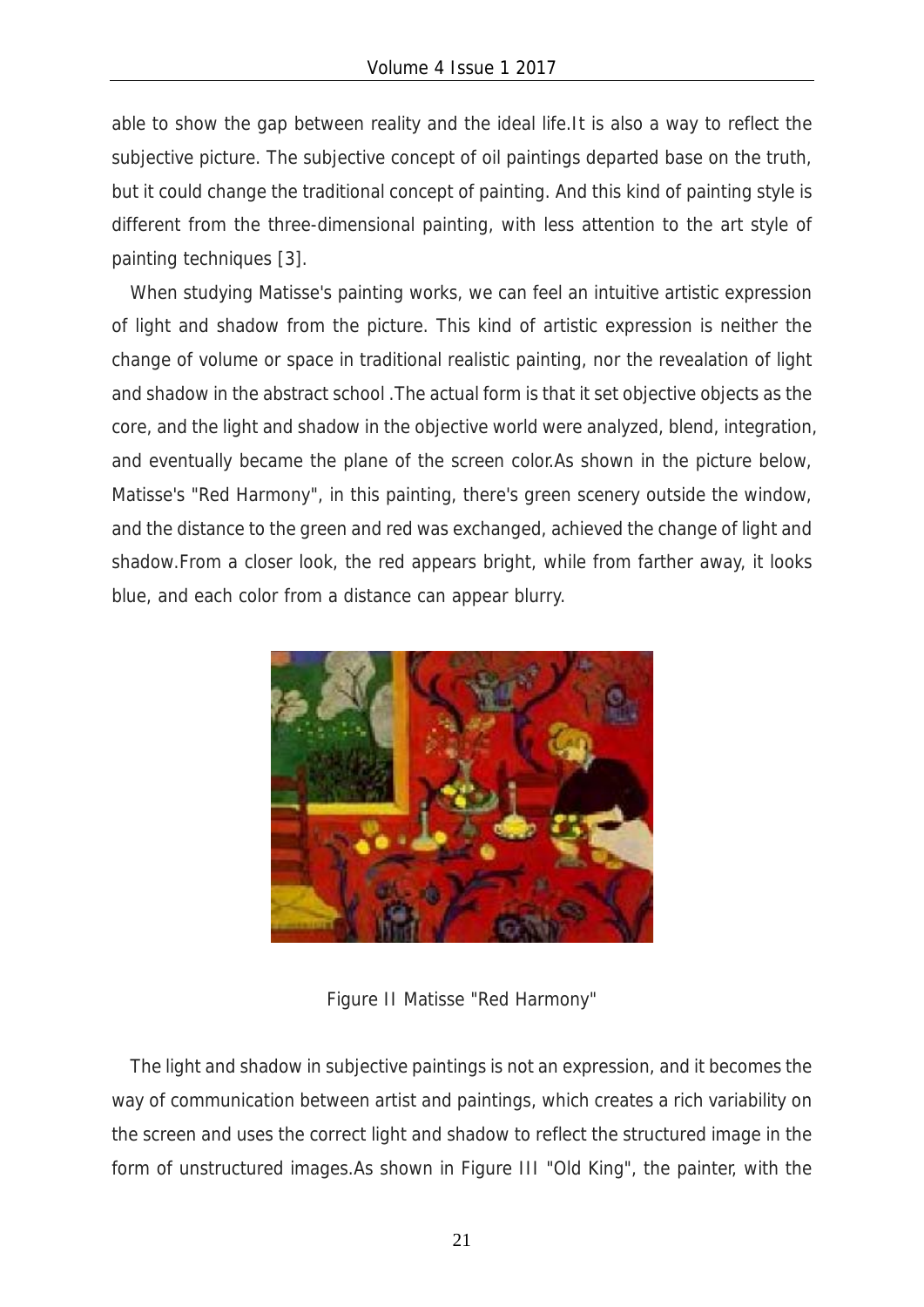able to show the gap between reality and the ideal life.It is also a way to reflect the subjective picture. The subjective concept of oil paintings departed base on the truth, but it could change the traditional concept of painting. And this kind of painting style is different from the three-dimensional painting, with less attention to the art style of painting techniques [3].

When studying Matisse's painting works, we can feel an intuitive artistic expression of light and shadow from the picture. This kind of artistic expression is neither the change of volume or space in traditional realistic painting, nor the revealation of light and shadow in the abstract school .The actual form is that it set objective objects as the core, and the light and shadow in the objective world were analyzed, blend, integration, and eventually became the plane of the screen color.As shown in the picture below, Matisse's "Red Harmony", in this painting, there's green scenery outside the window, and the distance to the green and red was exchanged, achieved the change of light and shadow.From a closer look, the red appears bright, while from farther away, it looks blue, and each color from a distance can appear blurry.

Figure II Matisse "Red Harmony"

The light and shadow in subjective paintings is not an expression, and it becomes the way of communication between artist and paintings, which creates a rich variability on the screen and uses the correct light and shadow to reflect the structured image in the form of unstructured images.As shown in Figure III "Old King", the painter, with the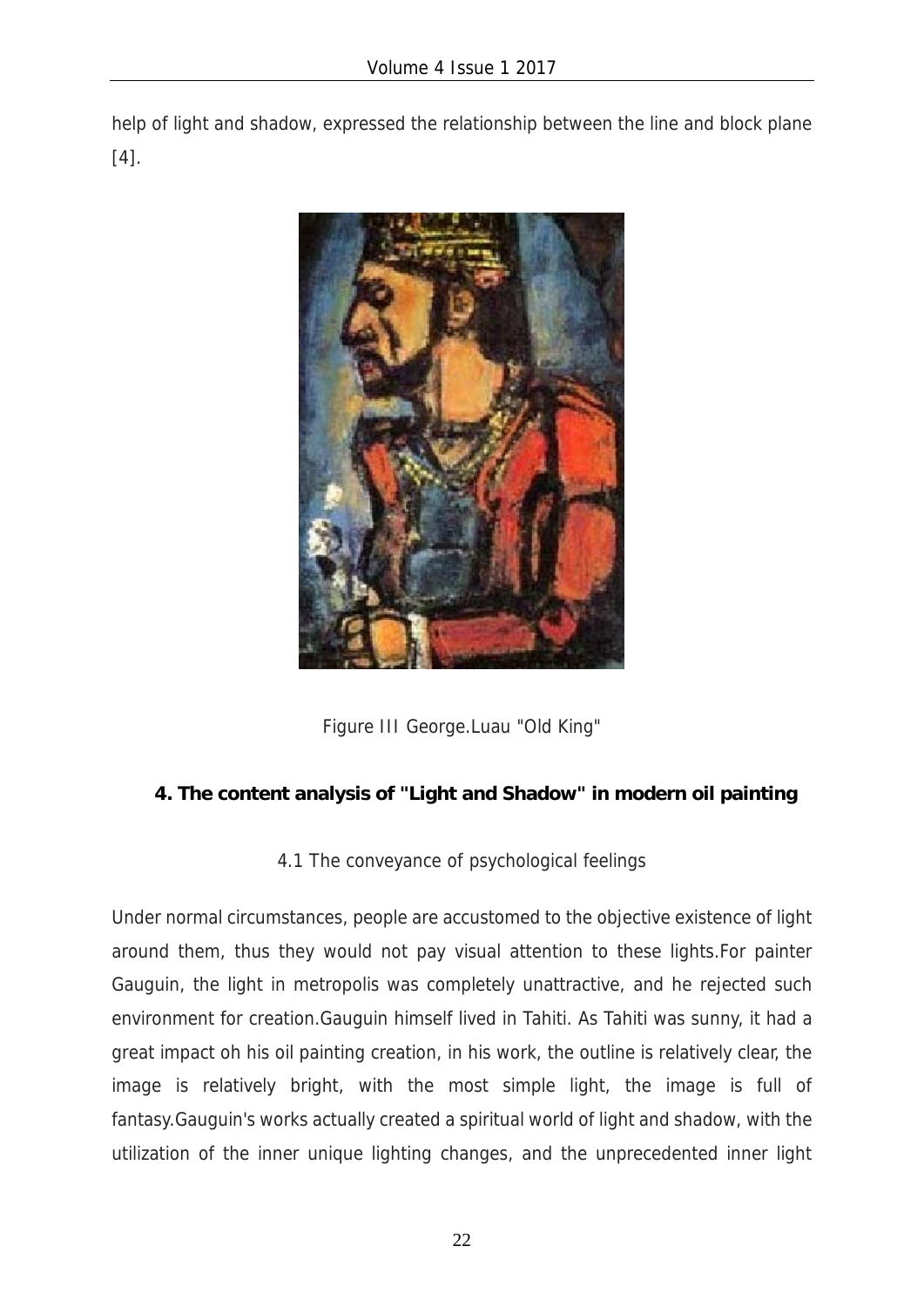help of light and shadow, expressed the relationship between the line and block plane [4].

Figure III George.Luau "Old King"

## 4. The content analysis of "Light and Shadow" in modern oil painting

### 4.1 The conveyance of psychological feelings

Under normal circumstances, people are accustomed to the objective existence of light around them, thus they would not pay visual attention to these lights.For painter Gauguin, the light in metropolis was completely unattractive, and he rejected such environment for creation.Gauguin himself lived in Tahiti. As Tahiti was sunny, it had a great impact oh his oil painting creation, in his work, the outline is relatively clear, the image is relatively bright, with the most simple light, the image is full of fantasy.Gauguin's works actually created a spiritual world of light and shadow, with the utilization of the inner unique lighting changes, and the unprecedented inner light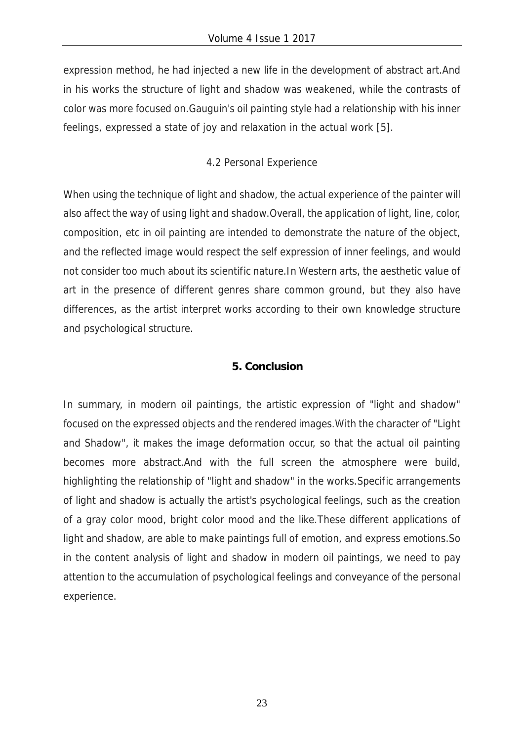expression method, he had injected a new life in the development of abstract art.And in his works the structure of light and shadow was weakened, while the contrasts of color was more focused on.Gauguin's oil painting style had a relationship with his inner feelings, expressed a state of joy and relaxation in the actual work [5].

### 4.2 Personal Experience

When using the technique of light and shadow, the actual experience of the painter will also affect the way of using light and shadow.Overall, the application of light, line, color, composition, etc in oil painting are intended to demonstrate the nature of the object, and the reflected image would respect the self expression of inner feelings, and would not consider too much about its scientific nature.In Western arts, the aesthetic value of art in the presence of different genres share common ground, but they also have differences, as the artist interpret works according to their own knowledge structure and psychological structure.

## 5. Conclusion

In summary, in modern oil paintings, the artistic expression of "light and shadow" focused on the expressed objects and the rendered images.With the character of "Light and Shadow", it makes the image deformation occur, so that the actual oil painting becomes more abstract.And with the full screen the atmosphere were build, highlighting the relationship of "light and shadow" in the works.Specific arrangements of light and shadow is actually the artist's psychological feelings, such as the creation of a gray color mood, bright color mood and the like.These different applications of light and shadow, are able to make paintings full of emotion, and express emotions.So in the content analysis of light and shadow in modern oil paintings, we need to pay attention to the accumulation of psychological feelings and conveyance of the personal experience.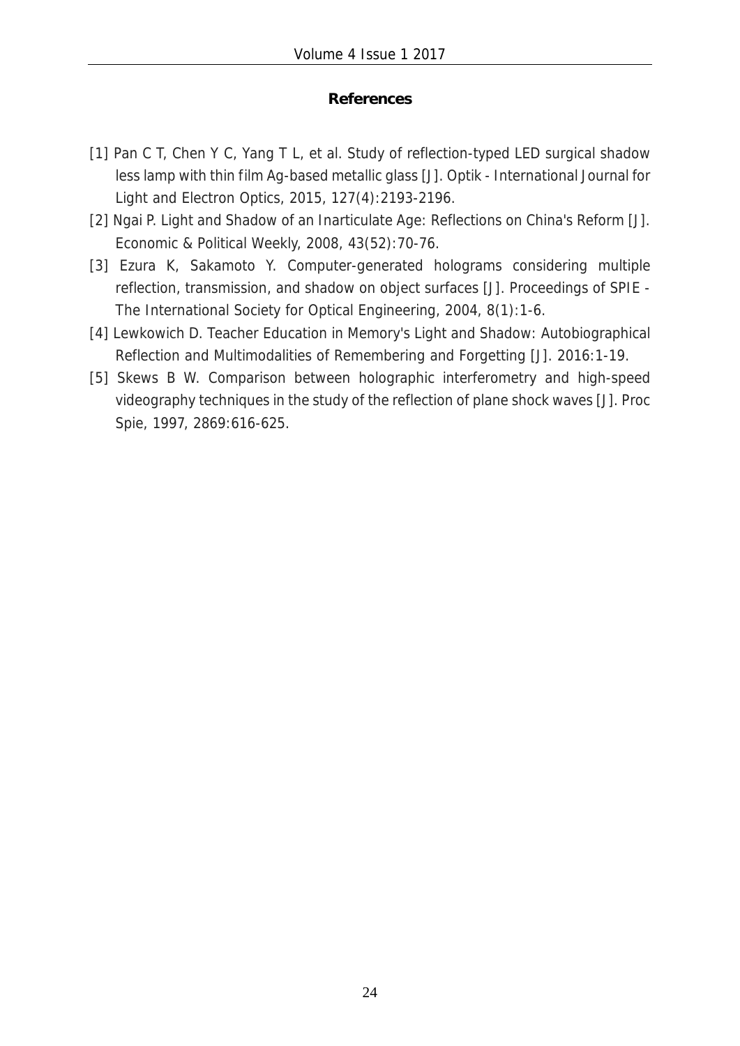## References

[1] Pan C T, Chen Y C, Yang T L, et al. Study of reflection-typed LED surgical shadow less lamp with thin film Ag-based metallic glass [J]. Optik - International Journal for Light and Electron Optics, 2015, 127(4):2193-2196.

[2] Ngai P. Light and Shadow of an Inarticulate Age: Reflections on China's Reform [J]. Economic & Political Weekly, 2008, 43(52):70-76.

[3] Ezura K, Sakamoto Y. Computer-generated holograms considering multiple reflection, transmission, and shadow on object surfaces [J]. Proceedings of SPIE - The International Society for Optical Engineering, 2004, 8(1):1-6.

[4] Lewkowich D. Teacher Education in Memory's Light and Shadow: Autobiographical Reflection and Multimodalities of Remembering and Forgetting [J]. 2016:1-19.

[5] Skews B W. Comparison between holographic interferometry and high-speed videography techniques in the study of the reflection of plane shock waves [J]. Proc Spie, 1997, 2869:616-625.